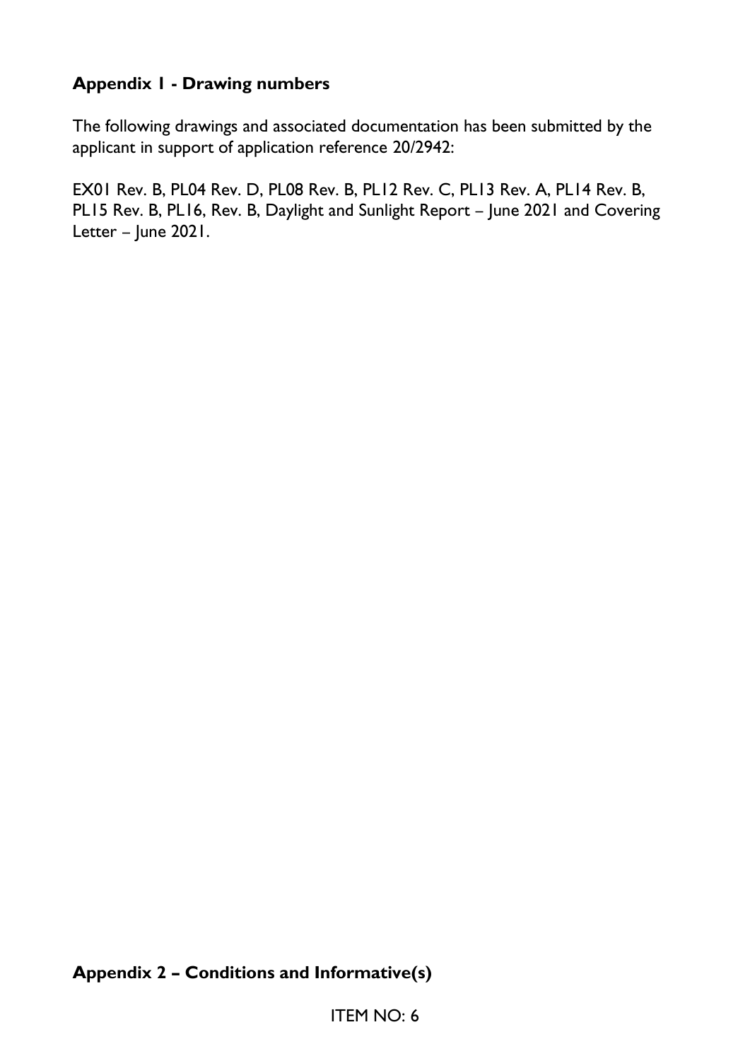## Appendix 1 - Drawing numbers

The following drawings and associated documentation has been submitted by the applicant in support of application reference 20/2942:

EX01 Rev. B, PL04 Rev. D, PL08 Rev. B, PL12 Rev. C, PL13 Rev. A, PL14 Rev. B, PL15 Rev. B, PL16, Rev. B, Daylight and Sunlight Report – June 2021 and Covering Letter – June 2021.

## Appendix 2 – Conditions and Informative(s)

ITEM NO: 6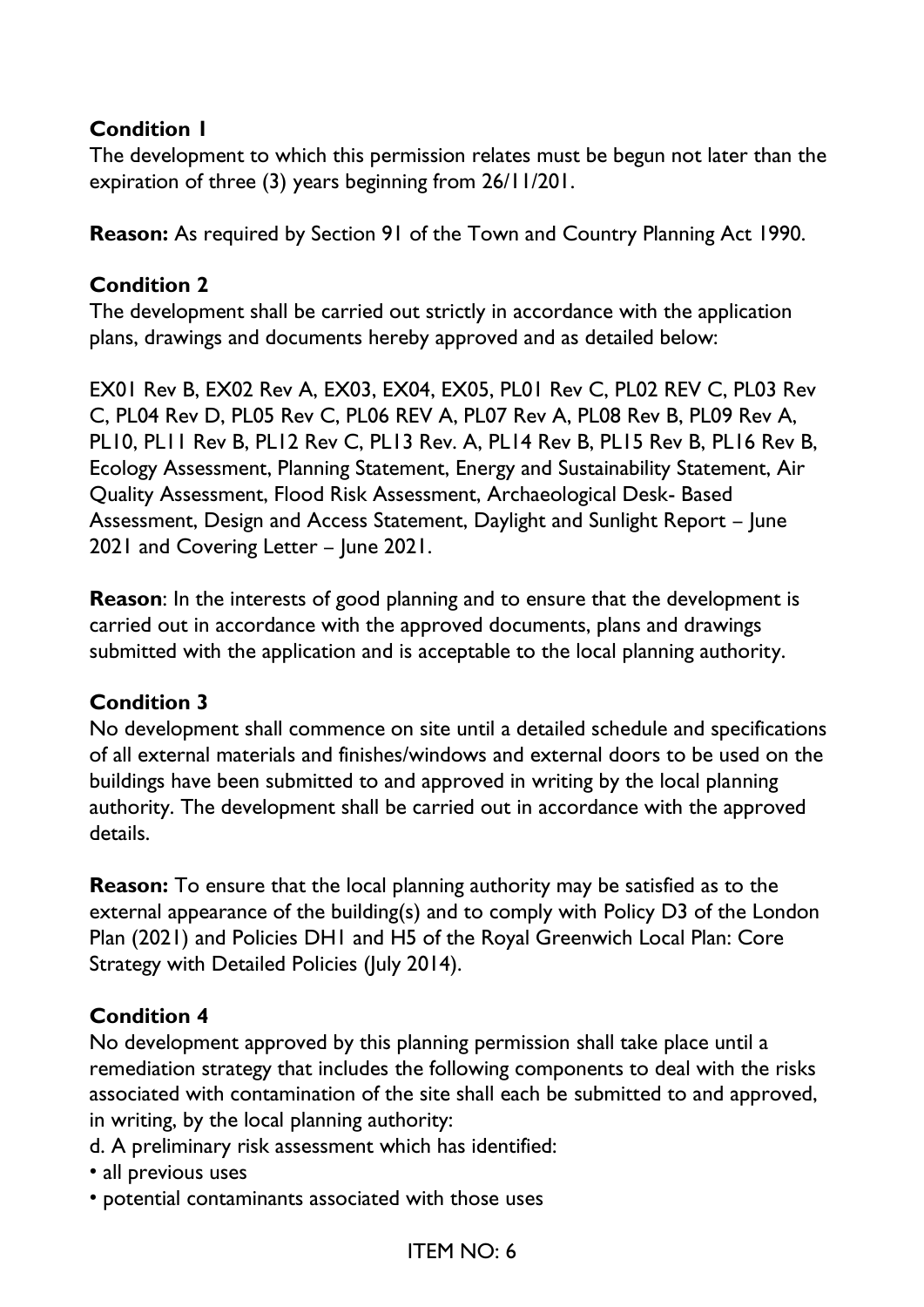**Condition 1**
The development to which this permission relates must be begun not later than the expiration of three (3) years beginning from 26/11/201.

**Reason:** As required by Section 91 of the Town and Country Planning Act 1990.

**Condition 2**
The development shall be carried out strictly in accordance with the application plans, drawings and documents hereby approved and as detailed below:

EX01 Rev B, EX02 Rev A, EX03, EX04, EX05, PL01 Rev C, PL02 REV C, PL03 Rev C, PL04 Rev D, PL05 Rev C, PL06 REV A, PL07 Rev A, PL08 Rev B, PL09 Rev A, PL10, PL11 Rev B, PL12 Rev C, PL13 Rev. A, PL14 Rev B, PL15 Rev B, PL16 Rev B, Ecology Assessment, Planning Statement, Energy and Sustainability Statement, Air Quality Assessment, Flood Risk Assessment, Archaeological Desk- Based Assessment, Design and Access Statement, Daylight and Sunlight Report – June 2021 and Covering Letter – June 2021.

**Reason**: In the interests of good planning and to ensure that the development is carried out in accordance with the approved documents, plans and drawings submitted with the application and is acceptable to the local planning authority.

**Condition 3**
No development shall commence on site until a detailed schedule and specifications of all external materials and finishes/windows and external doors to be used on the buildings have been submitted to and approved in writing by the local planning authority. The development shall be carried out in accordance with the approved details.

**Reason:** To ensure that the local planning authority may be satisfied as to the external appearance of the building(s) and to comply with Policy D3 of the London Plan (2021) and Policies DH1 and H5 of the Royal Greenwich Local Plan: Core Strategy with Detailed Policies (July 2014).

**Condition 4**
No development approved by this planning permission shall take place until a remediation strategy that includes the following components to deal with the risks associated with contamination of the site shall each be submitted to and approved, in writing, by the local planning authority:

d. A preliminary risk assessment which has identified:

- all previous uses
- potential contaminants associated with those uses

ITEM NO: 6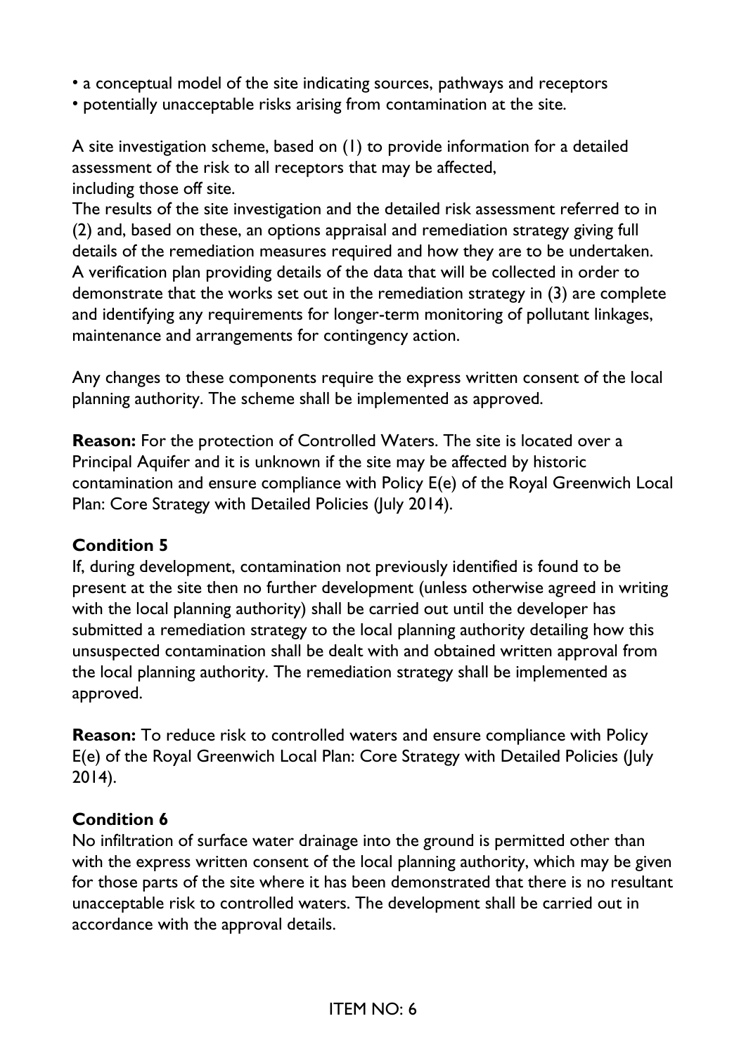- a conceptual model of the site indicating sources, pathways and receptors
- potentially unacceptable risks arising from contamination at the site.

A site investigation scheme, based on (1) to provide information for a detailed assessment of the risk to all receptors that may be affected, including those off site.

The results of the site investigation and the detailed risk assessment referred to in (2) and, based on these, an options appraisal and remediation strategy giving full details of the remediation measures required and how they are to be undertaken.

A verification plan providing details of the data that will be collected in order to demonstrate that the works set out in the remediation strategy in (3) are complete and identifying any requirements for longer-term monitoring of pollutant linkages, maintenance and arrangements for contingency action.

Any changes to these components require the express written consent of the local planning authority. The scheme shall be implemented as approved.

**Reason:** For the protection of Controlled Waters. The site is located over a Principal Aquifer and it is unknown if the site may be affected by historic contamination and ensure compliance with Policy E(e) of the Royal Greenwich Local Plan: Core Strategy with Detailed Policies (July 2014).

**Condition 5**

If, during development, contamination not previously identified is found to be present at the site then no further development (unless otherwise agreed in writing with the local planning authority) shall be carried out until the developer has submitted a remediation strategy to the local planning authority detailing how this unsuspected contamination shall be dealt with and obtained written approval from the local planning authority. The remediation strategy shall be implemented as approved.

**Reason:** To reduce risk to controlled waters and ensure compliance with Policy E(e) of the Royal Greenwich Local Plan: Core Strategy with Detailed Policies (July 2014).

**Condition 6**

No infiltration of surface water drainage into the ground is permitted other than with the express written consent of the local planning authority, which may be given for those parts of the site where it has been demonstrated that there is no resultant unacceptable risk to controlled waters. The development shall be carried out in accordance with the approval details.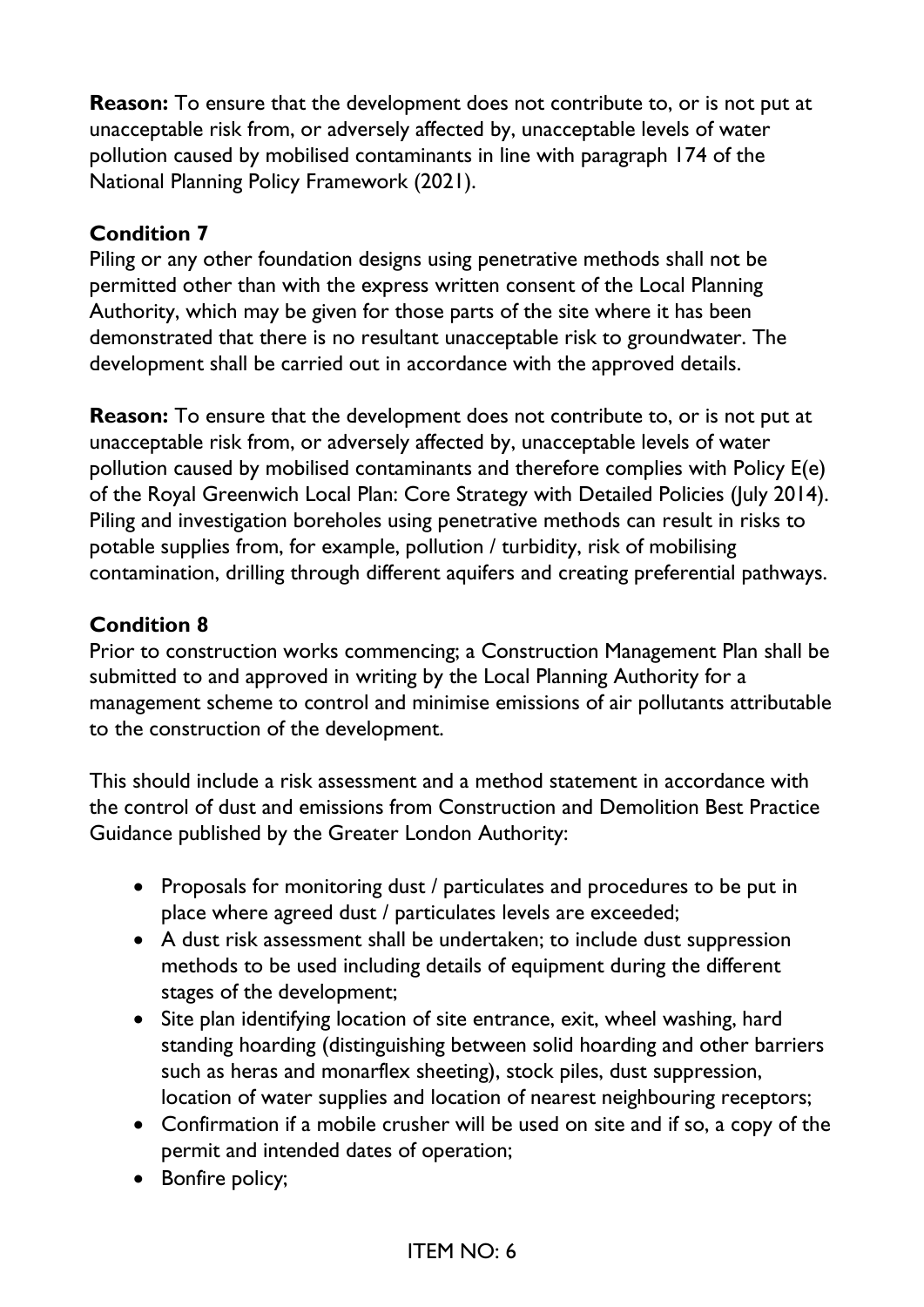**Reason:** To ensure that the development does not contribute to, or is not put at unacceptable risk from, or adversely affected by, unacceptable levels of water pollution caused by mobilised contaminants in line with paragraph 174 of the National Planning Policy Framework (2021).

**Condition 7**

Piling or any other foundation designs using penetrative methods shall not be permitted other than with the express written consent of the Local Planning Authority, which may be given for those parts of the site where it has been demonstrated that there is no resultant unacceptable risk to groundwater. The development shall be carried out in accordance with the approved details.

**Reason:** To ensure that the development does not contribute to, or is not put at unacceptable risk from, or adversely affected by, unacceptable levels of water pollution caused by mobilised contaminants and therefore complies with Policy E(e) of the Royal Greenwich Local Plan: Core Strategy with Detailed Policies (July 2014). Piling and investigation boreholes using penetrative methods can result in risks to potable supplies from, for example, pollution / turbidity, risk of mobilising contamination, drilling through different aquifers and creating preferential pathways.

**Condition 8**

Prior to construction works commencing; a Construction Management Plan shall be submitted to and approved in writing by the Local Planning Authority for a management scheme to control and minimise emissions of air pollutants attributable to the construction of the development.

This should include a risk assessment and a method statement in accordance with the control of dust and emissions from Construction and Demolition Best Practice Guidance published by the Greater London Authority:

- Proposals for monitoring dust / particulates and procedures to be put in place where agreed dust / particulates levels are exceeded;
- A dust risk assessment shall be undertaken; to include dust suppression methods to be used including details of equipment during the different stages of the development;
- Site plan identifying location of site entrance, exit, wheel washing, hard standing hoarding (distinguishing between solid hoarding and other barriers such as heras and monarflex sheeting), stock piles, dust suppression, location of water supplies and location of nearest neighbouring receptors;
- Confirmation if a mobile crusher will be used on site and if so, a copy of the permit and intended dates of operation;
- Bonfire policy;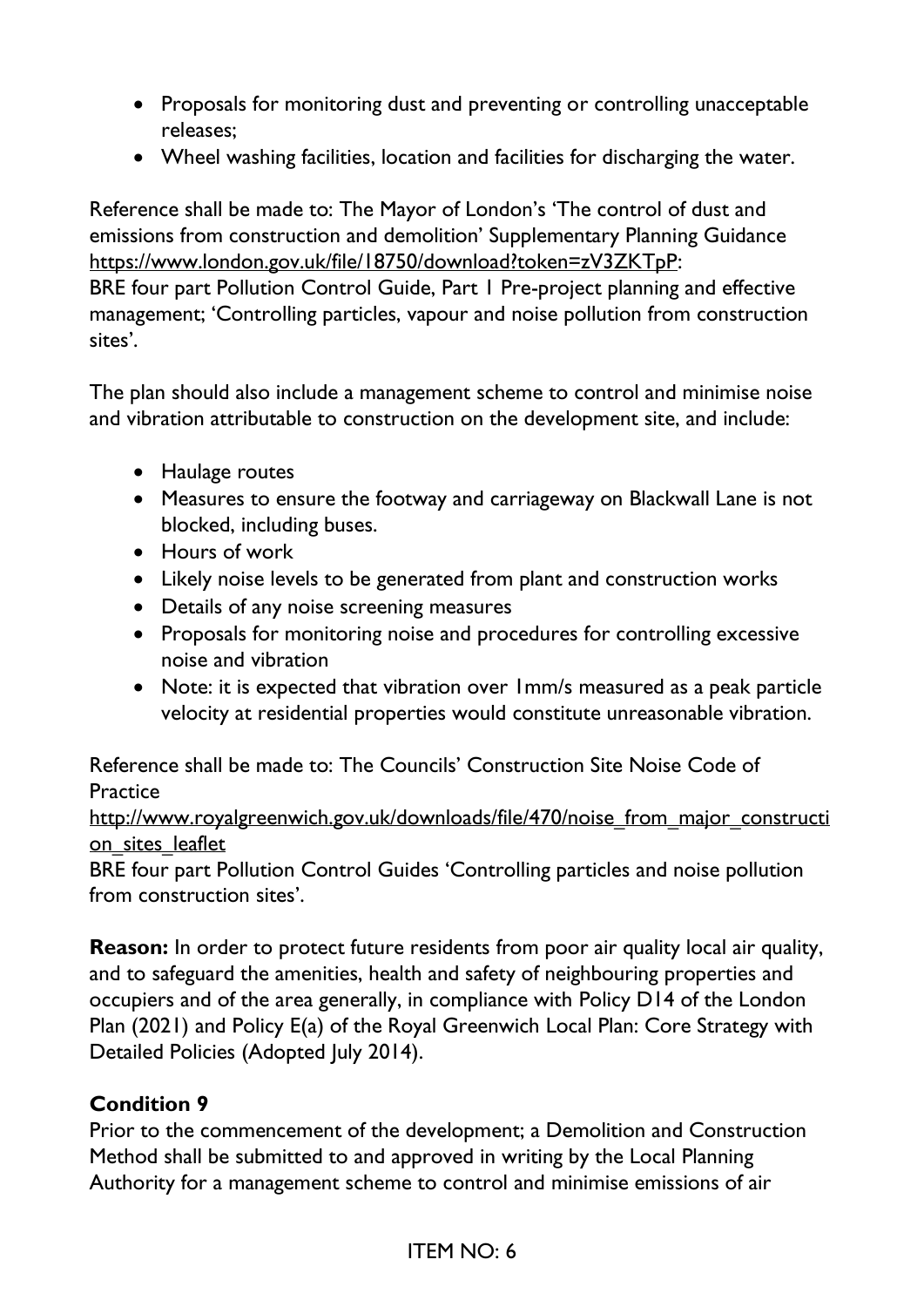- Proposals for monitoring dust and preventing or controlling unacceptable releases;
- Wheel washing facilities, location and facilities for discharging the water.

Reference shall be made to: The Mayor of London's 'The control of dust and emissions from construction and demolition' Supplementary Planning Guidance https://www.london.gov.uk/file/18750/download?token=zV3ZKTpP:
BRE four part Pollution Control Guide, Part 1 Pre-project planning and effective management; 'Controlling particles, vapour and noise pollution from construction sites'.

The plan should also include a management scheme to control and minimise noise and vibration attributable to construction on the development site, and include:

- Haulage routes
- Measures to ensure the footway and carriageway on Blackwall Lane is not blocked, including buses.
- Hours of work
- Likely noise levels to be generated from plant and construction works
- Details of any noise screening measures
- Proposals for monitoring noise and procedures for controlling excessive noise and vibration
- Note: it is expected that vibration over 1mm/s measured as a peak particle velocity at residential properties would constitute unreasonable vibration.

Reference shall be made to: The Councils' Construction Site Noise Code of Practice
http://www.royalgreenwich.gov.uk/downloads/file/470/noise_from_major_construction_sites_leaflet
BRE four part Pollution Control Guides 'Controlling particles and noise pollution from construction sites'.

**Reason:** In order to protect future residents from poor air quality local air quality, and to safeguard the amenities, health and safety of neighbouring properties and occupiers and of the area generally, in compliance with Policy D14 of the London Plan (2021) and Policy E(a) of the Royal Greenwich Local Plan: Core Strategy with Detailed Policies (Adopted July 2014).

**Condition 9**

Prior to the commencement of the development; a Demolition and Construction Method shall be submitted to and approved in writing by the Local Planning Authority for a management scheme to control and minimise emissions of air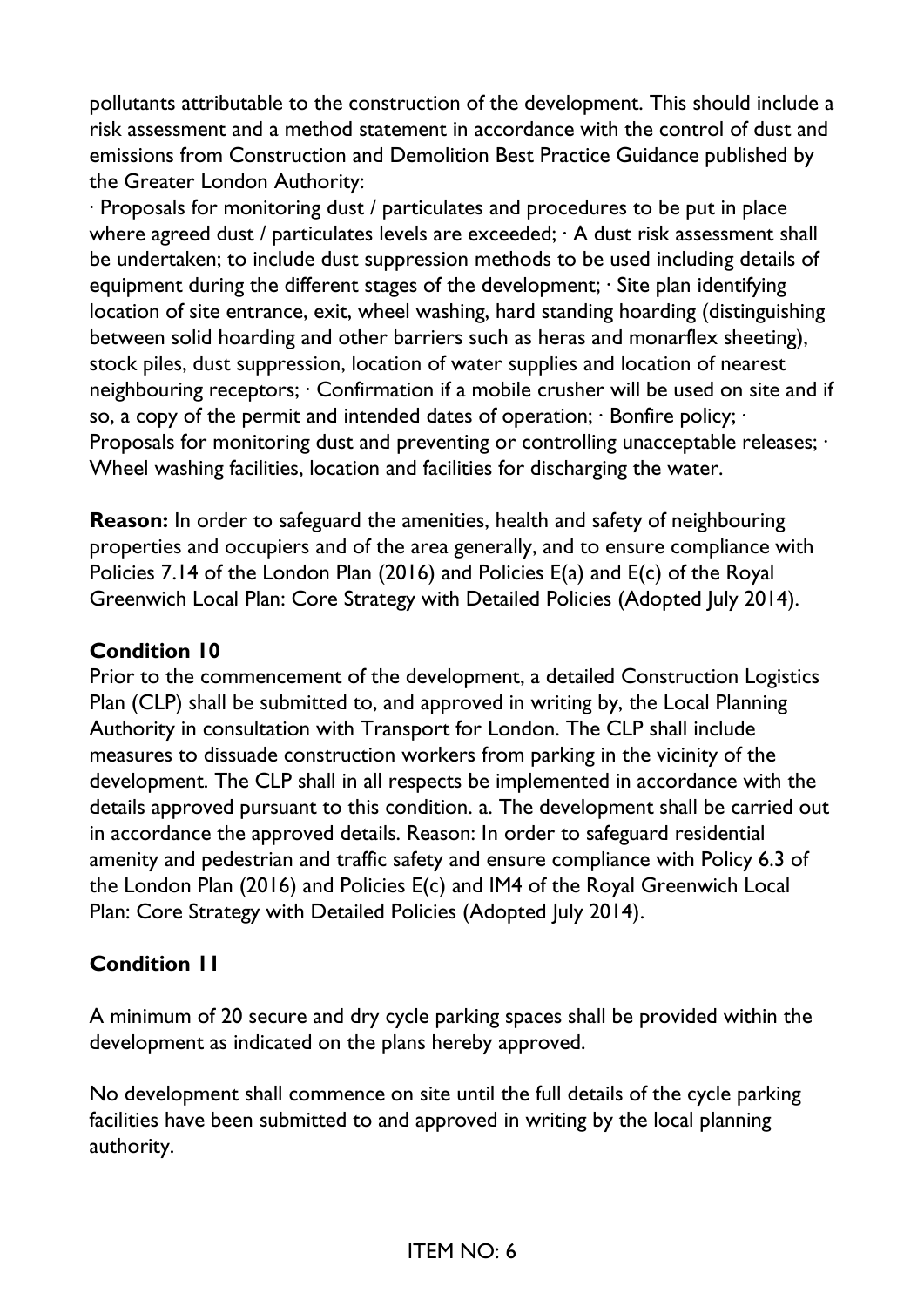pollutants attributable to the construction of the development. This should include a risk assessment and a method statement in accordance with the control of dust and emissions from Construction and Demolition Best Practice Guidance published by the Greater London Authority:

· Proposals for monitoring dust / particulates and procedures to be put in place where agreed dust / particulates levels are exceeded; · A dust risk assessment shall be undertaken; to include dust suppression methods to be used including details of equipment during the different stages of the development; · Site plan identifying location of site entrance, exit, wheel washing, hard standing hoarding (distinguishing between solid hoarding and other barriers such as heras and monarflex sheeting), stock piles, dust suppression, location of water supplies and location of nearest neighbouring receptors; · Confirmation if a mobile crusher will be used on site and if so, a copy of the permit and intended dates of operation; · Bonfire policy; · Proposals for monitoring dust and preventing or controlling unacceptable releases; · Wheel washing facilities, location and facilities for discharging the water.

**Reason:** In order to safeguard the amenities, health and safety of neighbouring properties and occupiers and of the area generally, and to ensure compliance with Policies 7.14 of the London Plan (2016) and Policies E(a) and E(c) of the Royal Greenwich Local Plan: Core Strategy with Detailed Policies (Adopted July 2014).

**Condition 10**

Prior to the commencement of the development, a detailed Construction Logistics Plan (CLP) shall be submitted to, and approved in writing by, the Local Planning Authority in consultation with Transport for London. The CLP shall include measures to dissuade construction workers from parking in the vicinity of the development. The CLP shall in all respects be implemented in accordance with the details approved pursuant to this condition. a. The development shall be carried out in accordance the approved details. Reason: In order to safeguard residential amenity and pedestrian and traffic safety and ensure compliance with Policy 6.3 of the London Plan (2016) and Policies E(c) and IM4 of the Royal Greenwich Local Plan: Core Strategy with Detailed Policies (Adopted July 2014).

**Condition 11**

A minimum of 20 secure and dry cycle parking spaces shall be provided within the development as indicated on the plans hereby approved.

No development shall commence on site until the full details of the cycle parking facilities have been submitted to and approved in writing by the local planning authority.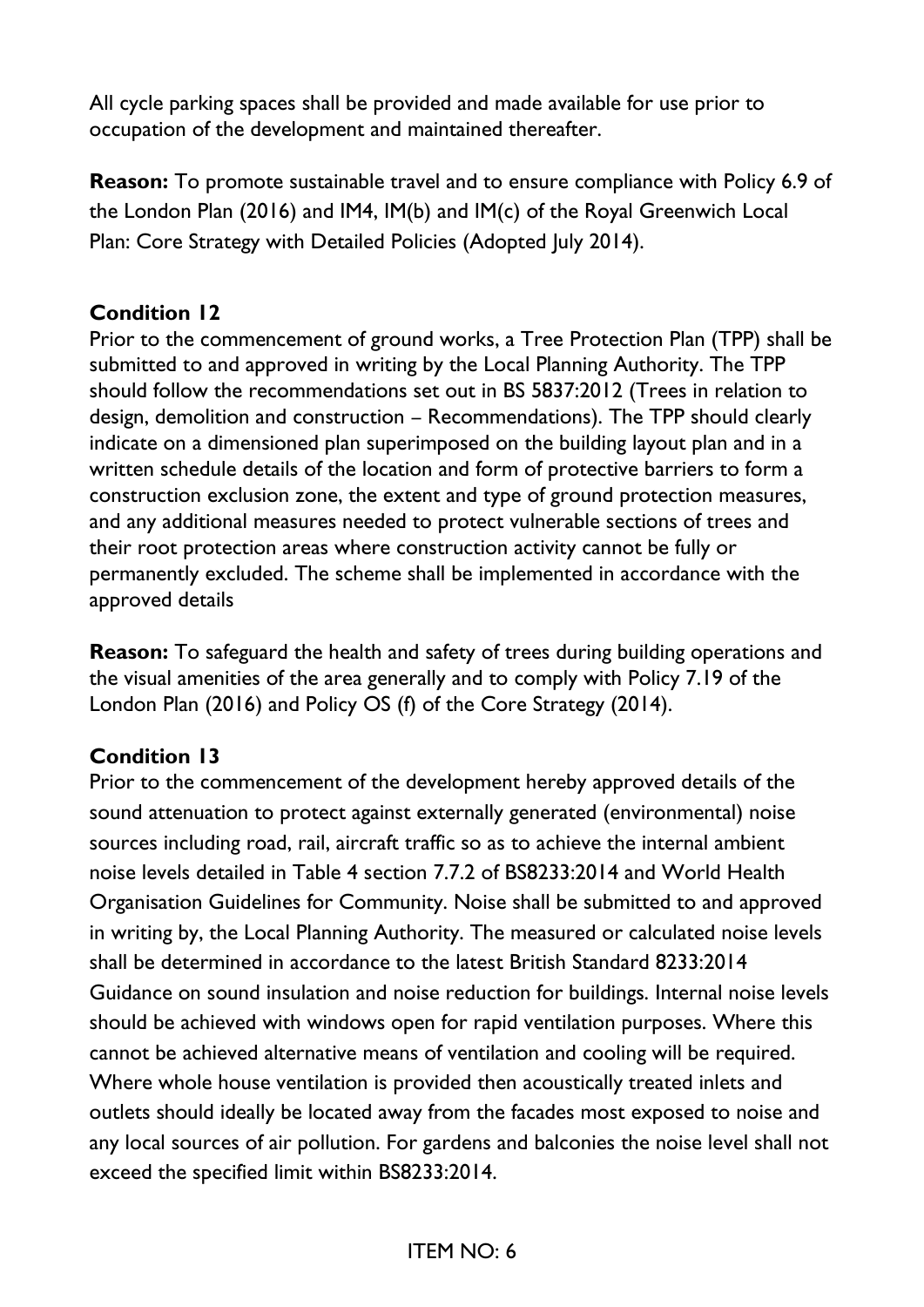All cycle parking spaces shall be provided and made available for use prior to occupation of the development and maintained thereafter.

**Reason:** To promote sustainable travel and to ensure compliance with Policy 6.9 of the London Plan (2016) and IM4, IM(b) and IM(c) of the Royal Greenwich Local Plan: Core Strategy with Detailed Policies (Adopted July 2014).

**Condition 12**

Prior to the commencement of ground works, a Tree Protection Plan (TPP) shall be submitted to and approved in writing by the Local Planning Authority. The TPP should follow the recommendations set out in BS 5837:2012 (Trees in relation to design, demolition and construction – Recommendations). The TPP should clearly indicate on a dimensioned plan superimposed on the building layout plan and in a written schedule details of the location and form of protective barriers to form a construction exclusion zone, the extent and type of ground protection measures, and any additional measures needed to protect vulnerable sections of trees and their root protection areas where construction activity cannot be fully or permanently excluded. The scheme shall be implemented in accordance with the approved details

**Reason:** To safeguard the health and safety of trees during building operations and the visual amenities of the area generally and to comply with Policy 7.19 of the London Plan (2016) and Policy OS (f) of the Core Strategy (2014).

**Condition 13**

Prior to the commencement of the development hereby approved details of the sound attenuation to protect against externally generated (environmental) noise sources including road, rail, aircraft traffic so as to achieve the internal ambient noise levels detailed in Table 4 section 7.7.2 of BS8233:2014 and World Health Organisation Guidelines for Community. Noise shall be submitted to and approved in writing by, the Local Planning Authority. The measured or calculated noise levels shall be determined in accordance to the latest British Standard 8233:2014 Guidance on sound insulation and noise reduction for buildings. Internal noise levels should be achieved with windows open for rapid ventilation purposes. Where this cannot be achieved alternative means of ventilation and cooling will be required. Where whole house ventilation is provided then acoustically treated inlets and outlets should ideally be located away from the facades most exposed to noise and any local sources of air pollution. For gardens and balconies the noise level shall not exceed the specified limit within BS8233:2014.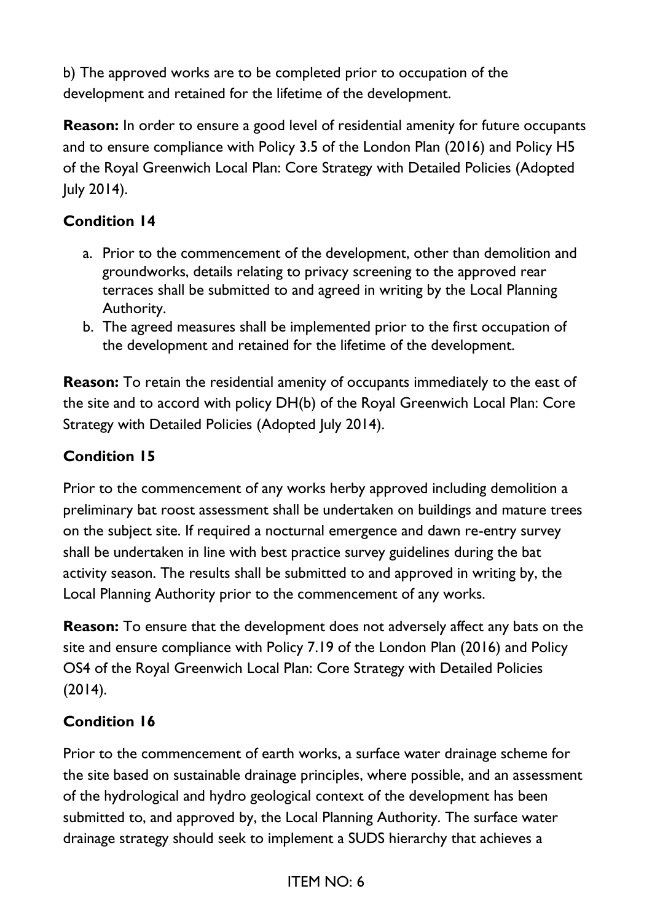b) The approved works are to be completed prior to occupation of the development and retained for the lifetime of the development.

**Reason:** In order to ensure a good level of residential amenity for future occupants and to ensure compliance with Policy 3.5 of the London Plan (2016) and Policy H5 of the Royal Greenwich Local Plan: Core Strategy with Detailed Policies (Adopted July 2014).

### Condition 14

a. Prior to the commencement of the development, other than demolition and groundworks, details relating to privacy screening to the approved rear terraces shall be submitted to and agreed in writing by the Local Planning Authority.
b. The agreed measures shall be implemented prior to the first occupation of the development and retained for the lifetime of the development.

**Reason:** To retain the residential amenity of occupants immediately to the east of the site and to accord with policy DH(b) of the Royal Greenwich Local Plan: Core Strategy with Detailed Policies (Adopted July 2014).

### Condition 15

Prior to the commencement of any works herby approved including demolition a preliminary bat roost assessment shall be undertaken on buildings and mature trees on the subject site. If required a nocturnal emergence and dawn re-entry survey shall be undertaken in line with best practice survey guidelines during the bat activity season. The results shall be submitted to and approved in writing by, the Local Planning Authority prior to the commencement of any works.

**Reason:** To ensure that the development does not adversely affect any bats on the site and ensure compliance with Policy 7.19 of the London Plan (2016) and Policy OS4 of the Royal Greenwich Local Plan: Core Strategy with Detailed Policies (2014).

### Condition 16

Prior to the commencement of earth works, a surface water drainage scheme for the site based on sustainable drainage principles, where possible, and an assessment of the hydrological and hydro geological context of the development has been submitted to, and approved by, the Local Planning Authority. The surface water drainage strategy should seek to implement a SUDS hierarchy that achieves a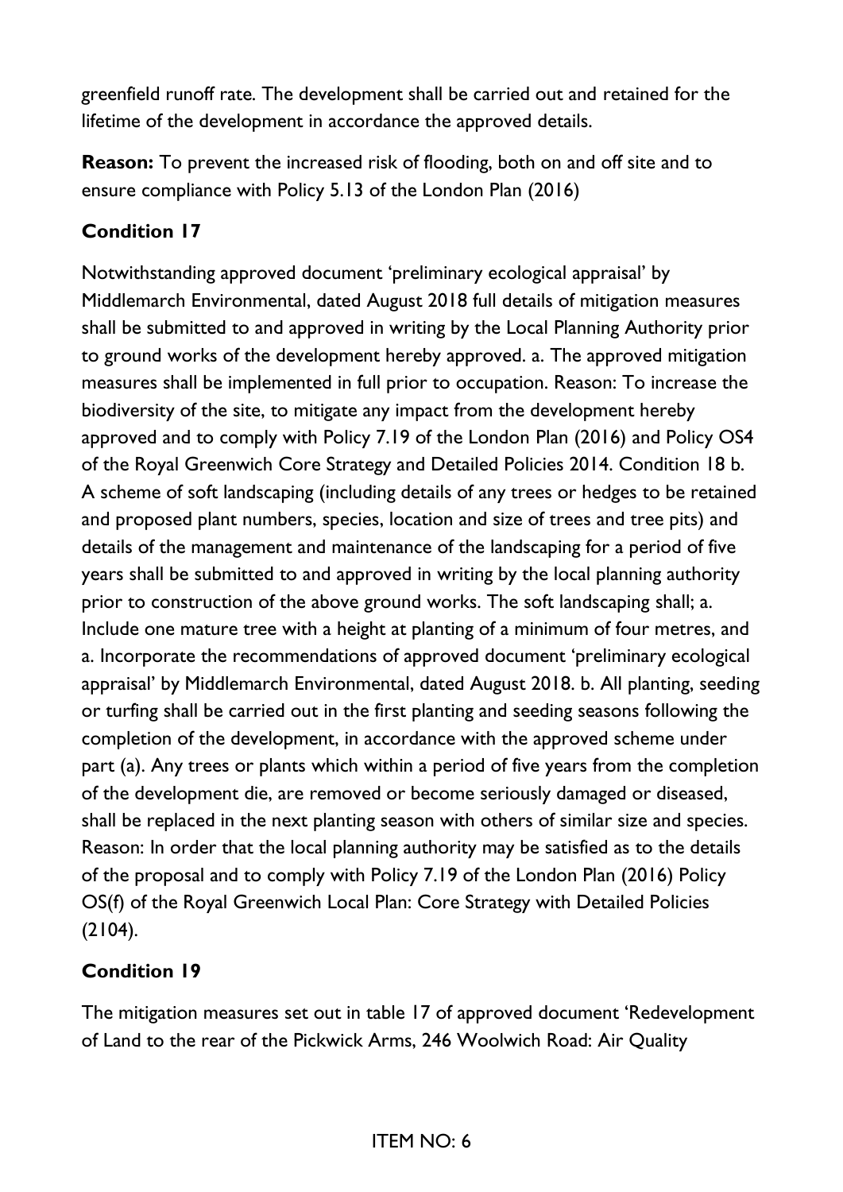greenfield runoff rate. The development shall be carried out and retained for the lifetime of the development in accordance the approved details.

**Reason:** To prevent the increased risk of flooding, both on and off site and to ensure compliance with Policy 5.13 of the London Plan (2016)

**Condition 17**

Notwithstanding approved document 'preliminary ecological appraisal' by Middlemarch Environmental, dated August 2018 full details of mitigation measures shall be submitted to and approved in writing by the Local Planning Authority prior to ground works of the development hereby approved. a. The approved mitigation measures shall be implemented in full prior to occupation. Reason: To increase the biodiversity of the site, to mitigate any impact from the development hereby approved and to comply with Policy 7.19 of the London Plan (2016) and Policy OS4 of the Royal Greenwich Core Strategy and Detailed Policies 2014. Condition 18 b. A scheme of soft landscaping (including details of any trees or hedges to be retained and proposed plant numbers, species, location and size of trees and tree pits) and details of the management and maintenance of the landscaping for a period of five years shall be submitted to and approved in writing by the local planning authority prior to construction of the above ground works. The soft landscaping shall; a. Include one mature tree with a height at planting of a minimum of four metres, and a. Incorporate the recommendations of approved document 'preliminary ecological appraisal' by Middlemarch Environmental, dated August 2018. b. All planting, seeding or turfing shall be carried out in the first planting and seeding seasons following the completion of the development, in accordance with the approved scheme under part (a). Any trees or plants which within a period of five years from the completion of the development die, are removed or become seriously damaged or diseased, shall be replaced in the next planting season with others of similar size and species. Reason: In order that the local planning authority may be satisfied as to the details of the proposal and to comply with Policy 7.19 of the London Plan (2016) Policy OS(f) of the Royal Greenwich Local Plan: Core Strategy with Detailed Policies (2104).

**Condition 19**

The mitigation measures set out in table 17 of approved document 'Redevelopment of Land to the rear of the Pickwick Arms, 246 Woolwich Road: Air Quality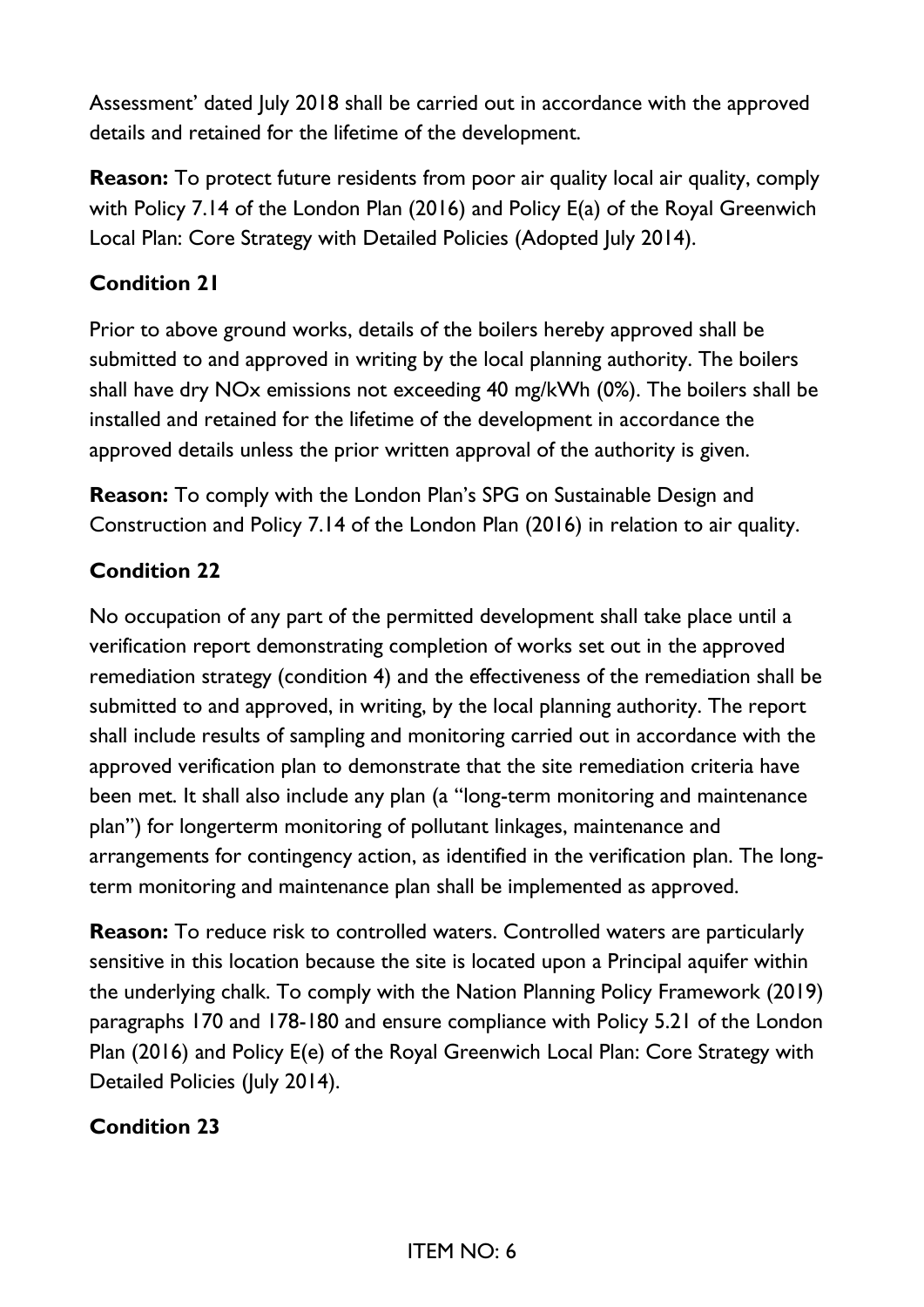Assessment' dated July 2018 shall be carried out in accordance with the approved details and retained for the lifetime of the development.

**Reason:** To protect future residents from poor air quality local air quality, comply with Policy 7.14 of the London Plan (2016) and Policy E(a) of the Royal Greenwich Local Plan: Core Strategy with Detailed Policies (Adopted July 2014).

**Condition 21**

Prior to above ground works, details of the boilers hereby approved shall be submitted to and approved in writing by the local planning authority. The boilers shall have dry NOx emissions not exceeding 40 mg/kWh (0%). The boilers shall be installed and retained for the lifetime of the development in accordance the approved details unless the prior written approval of the authority is given.

**Reason:** To comply with the London Plan's SPG on Sustainable Design and Construction and Policy 7.14 of the London Plan (2016) in relation to air quality.

**Condition 22**

No occupation of any part of the permitted development shall take place until a verification report demonstrating completion of works set out in the approved remediation strategy (condition 4) and the effectiveness of the remediation shall be submitted to and approved, in writing, by the local planning authority. The report shall include results of sampling and monitoring carried out in accordance with the approved verification plan to demonstrate that the site remediation criteria have been met. It shall also include any plan (a "long-term monitoring and maintenance plan") for longerterm monitoring of pollutant linkages, maintenance and arrangements for contingency action, as identified in the verification plan. The long-term monitoring and maintenance plan shall be implemented as approved.

**Reason:** To reduce risk to controlled waters. Controlled waters are particularly sensitive in this location because the site is located upon a Principal aquifer within the underlying chalk. To comply with the Nation Planning Policy Framework (2019) paragraphs 170 and 178-180 and ensure compliance with Policy 5.21 of the London Plan (2016) and Policy E(e) of the Royal Greenwich Local Plan: Core Strategy with Detailed Policies (July 2014).

**Condition 23**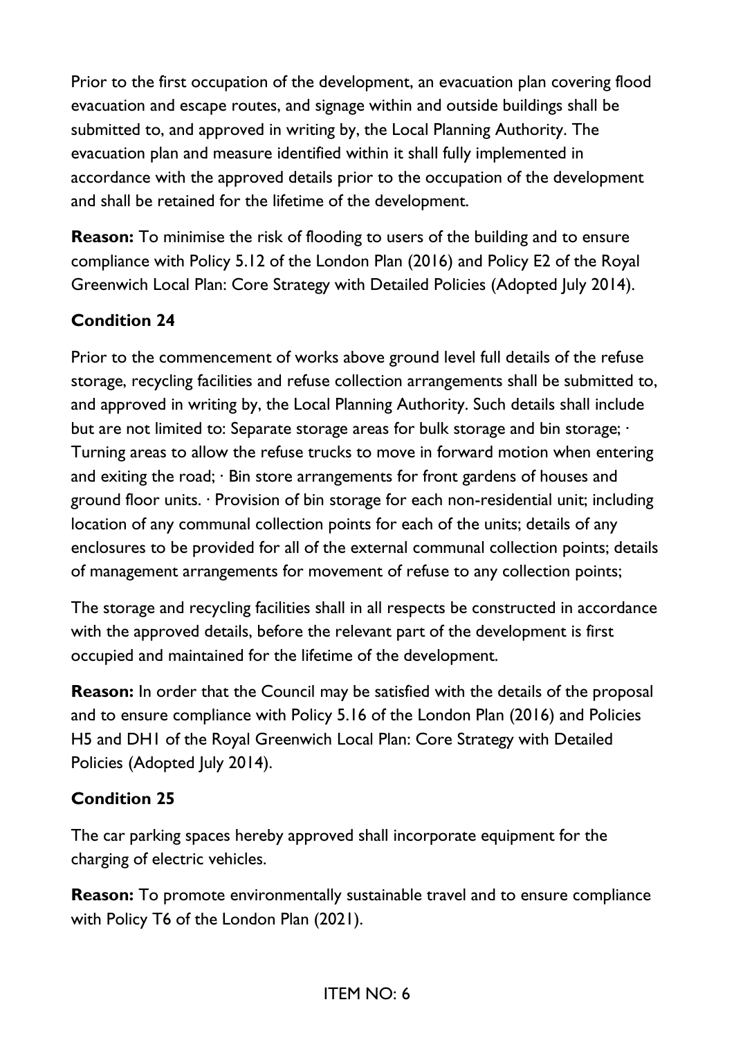Prior to the first occupation of the development, an evacuation plan covering flood evacuation and escape routes, and signage within and outside buildings shall be submitted to, and approved in writing by, the Local Planning Authority. The evacuation plan and measure identified within it shall fully implemented in accordance with the approved details prior to the occupation of the development and shall be retained for the lifetime of the development.

**Reason:** To minimise the risk of flooding to users of the building and to ensure compliance with Policy 5.12 of the London Plan (2016) and Policy E2 of the Royal Greenwich Local Plan: Core Strategy with Detailed Policies (Adopted July 2014).

**Condition 24**

Prior to the commencement of works above ground level full details of the refuse storage, recycling facilities and refuse collection arrangements shall be submitted to, and approved in writing by, the Local Planning Authority. Such details shall include but are not limited to: Separate storage areas for bulk storage and bin storage; · Turning areas to allow the refuse trucks to move in forward motion when entering and exiting the road; · Bin store arrangements for front gardens of houses and ground floor units. · Provision of bin storage for each non-residential unit; including location of any communal collection points for each of the units; details of any enclosures to be provided for all of the external communal collection points; details of management arrangements for movement of refuse to any collection points;

The storage and recycling facilities shall in all respects be constructed in accordance with the approved details, before the relevant part of the development is first occupied and maintained for the lifetime of the development.

**Reason:** In order that the Council may be satisfied with the details of the proposal and to ensure compliance with Policy 5.16 of the London Plan (2016) and Policies H5 and DH1 of the Royal Greenwich Local Plan: Core Strategy with Detailed Policies (Adopted July 2014).

**Condition 25**

The car parking spaces hereby approved shall incorporate equipment for the charging of electric vehicles.

**Reason:** To promote environmentally sustainable travel and to ensure compliance with Policy T6 of the London Plan (2021).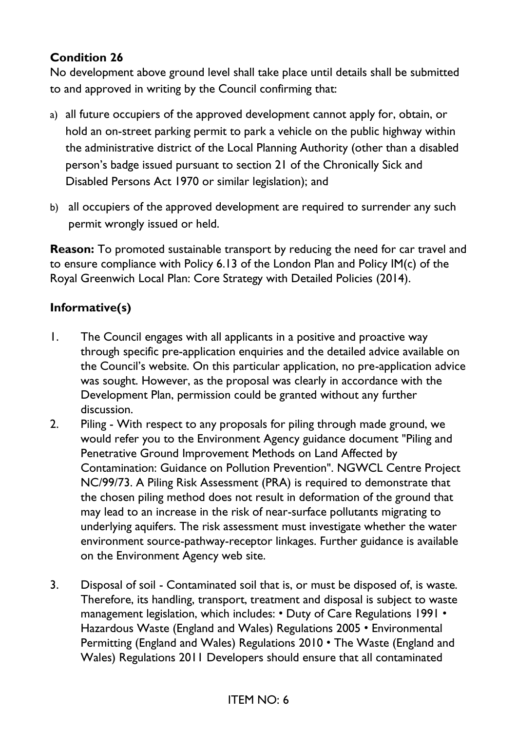**Condition 26**

No development above ground level shall take place until details shall be submitted to and approved in writing by the Council confirming that:

a) all future occupiers of the approved development cannot apply for, obtain, or hold an on-street parking permit to park a vehicle on the public highway within the administrative district of the Local Planning Authority (other than a disabled person's badge issued pursuant to section 21 of the Chronically Sick and Disabled Persons Act 1970 or similar legislation); and

b) all occupiers of the approved development are required to surrender any such permit wrongly issued or held.

**Reason:** To promoted sustainable transport by reducing the need for car travel and to ensure compliance with Policy 6.13 of the London Plan and Policy IM(c) of the Royal Greenwich Local Plan: Core Strategy with Detailed Policies (2014).

## Informative(s)

1. The Council engages with all applicants in a positive and proactive way through specific pre-application enquiries and the detailed advice available on the Council's website. On this particular application, no pre-application advice was sought. However, as the proposal was clearly in accordance with the Development Plan, permission could be granted without any further discussion.
2. Piling - With respect to any proposals for piling through made ground, we would refer you to the Environment Agency guidance document "Piling and Penetrative Ground Improvement Methods on Land Affected by Contamination: Guidance on Pollution Prevention". NGWCL Centre Project NC/99/73. A Piling Risk Assessment (PRA) is required to demonstrate that the chosen piling method does not result in deformation of the ground that may lead to an increase in the risk of near-surface pollutants migrating to underlying aquifers. The risk assessment must investigate whether the water environment source-pathway-receptor linkages. Further guidance is available on the Environment Agency web site.
3. Disposal of soil - Contaminated soil that is, or must be disposed of, is waste. Therefore, its handling, transport, treatment and disposal is subject to waste management legislation, which includes: • Duty of Care Regulations 1991 • Hazardous Waste (England and Wales) Regulations 2005 • Environmental Permitting (England and Wales) Regulations 2010 • The Waste (England and Wales) Regulations 2011 Developers should ensure that all contaminated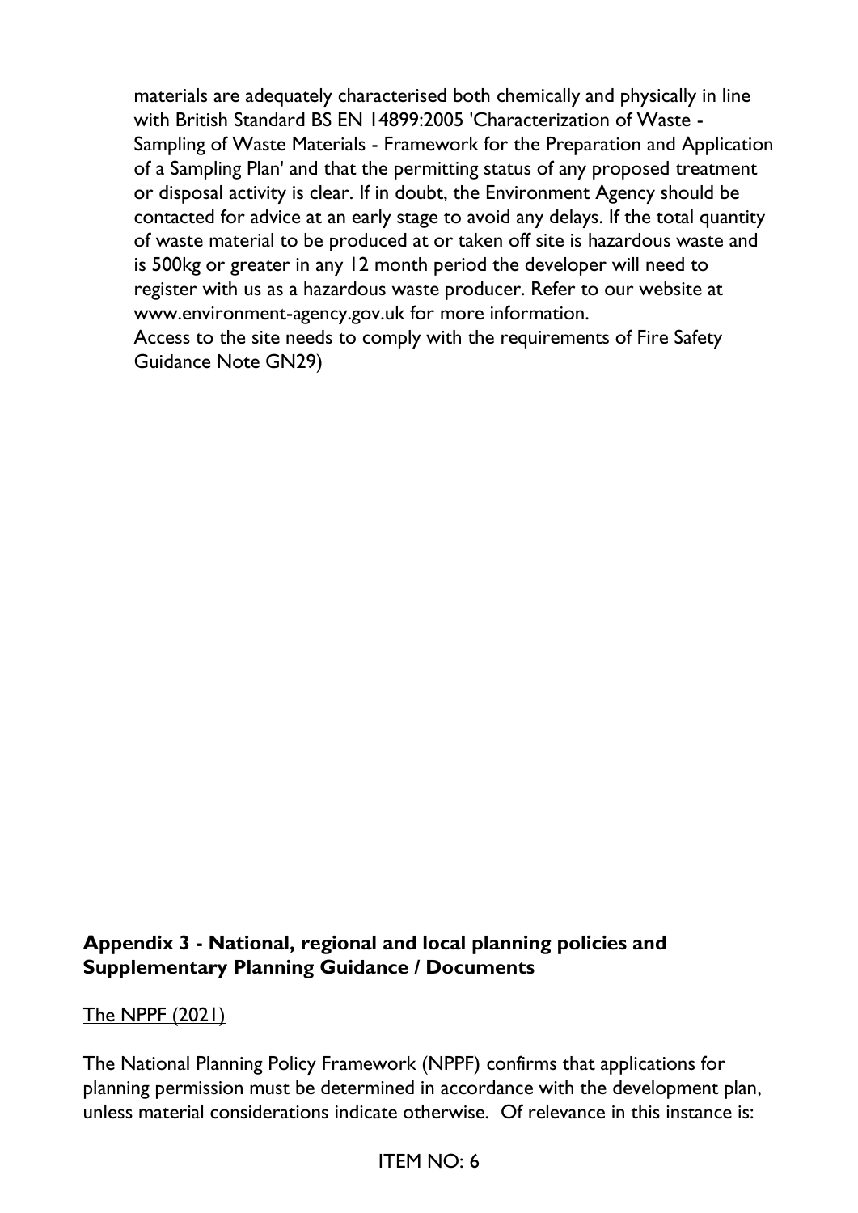materials are adequately characterised both chemically and physically in line with British Standard BS EN 14899:2005 'Characterization of Waste - Sampling of Waste Materials - Framework for the Preparation and Application of a Sampling Plan' and that the permitting status of any proposed treatment or disposal activity is clear. If in doubt, the Environment Agency should be contacted for advice at an early stage to avoid any delays. If the total quantity of waste material to be produced at or taken off site is hazardous waste and is 500kg or greater in any 12 month period the developer will need to register with us as a hazardous waste producer. Refer to our website at www.environment-agency.gov.uk for more information.
Access to the site needs to comply with the requirements of Fire Safety Guidance Note GN29)

**Appendix 3 - National, regional and local planning policies and Supplementary Planning Guidance / Documents**

<u>The NPPF (2021)</u>

The National Planning Policy Framework (NPPF) confirms that applications for planning permission must be determined in accordance with the development plan, unless material considerations indicate otherwise. Of relevance in this instance is: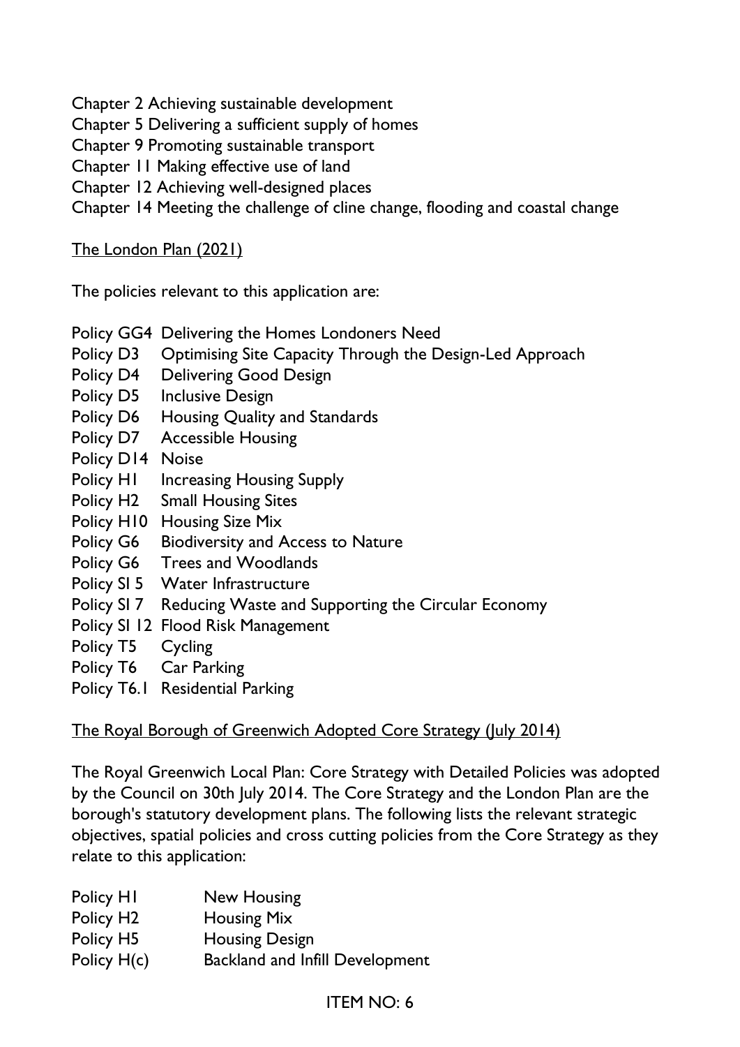Chapter 2 Achieving sustainable development
Chapter 5 Delivering a sufficient supply of homes
Chapter 9 Promoting sustainable transport
Chapter 11 Making effective use of land
Chapter 12 Achieving well-designed places
Chapter 14 Meeting the challenge of cline change, flooding and coastal change

The London Plan (2021)

The policies relevant to this application are:

Policy GG4 Delivering the Homes Londoners Need
Policy D3 Optimising Site Capacity Through the Design-Led Approach
Policy D4 Delivering Good Design
Policy D5 Inclusive Design
Policy D6 Housing Quality and Standards
Policy D7 Accessible Housing
Policy D14 Noise
Policy H1 Increasing Housing Supply
Policy H2 Small Housing Sites
Policy H10 Housing Size Mix
Policy G6 Biodiversity and Access to Nature
Policy G6 Trees and Woodlands
Policy SI 5 Water Infrastructure
Policy SI 7 Reducing Waste and Supporting the Circular Economy
Policy SI 12 Flood Risk Management
Policy T5 Cycling
Policy T6 Car Parking
Policy T6.1 Residential Parking

The Royal Borough of Greenwich Adopted Core Strategy (July 2014)

The Royal Greenwich Local Plan: Core Strategy with Detailed Policies was adopted by the Council on 30th July 2014. The Core Strategy and the London Plan are the borough's statutory development plans. The following lists the relevant strategic objectives, spatial policies and cross cutting policies from the Core Strategy as they relate to this application:

Policy H1 New Housing
Policy H2 Housing Mix
Policy H5 Housing Design
Policy H(c) Backland and Infill Development

ITEM NO: 6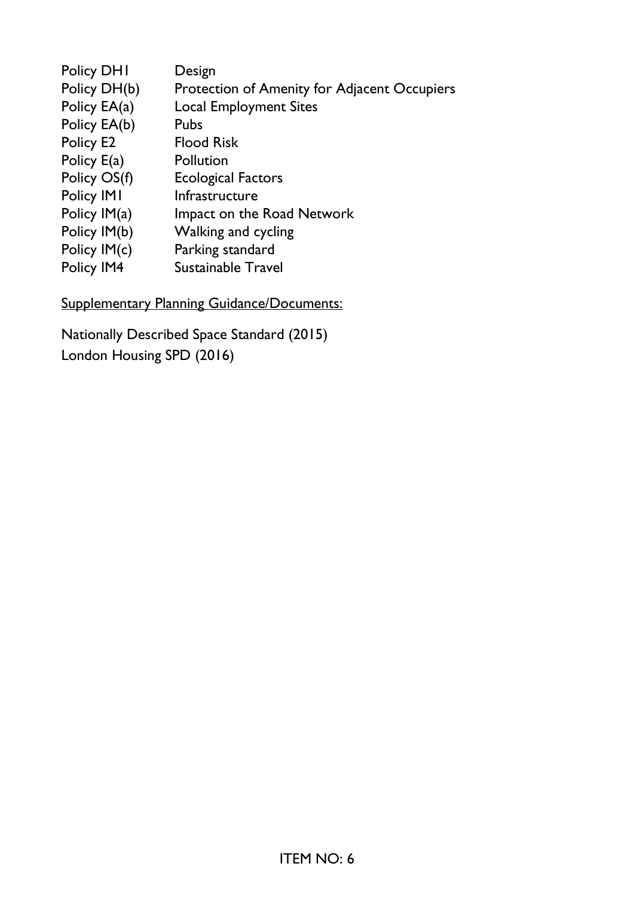| | |
|---|---|
| Policy DH1 | Design |
| Policy DH(b) | Protection of Amenity for Adjacent Occupiers |
| Policy EA(a) | Local Employment Sites |
| Policy EA(b) | Pubs |
| Policy E2 | Flood Risk |
| Policy E(a) | Pollution |
| Policy OS(f) | Ecological Factors |
| Policy IM1 | Infrastructure |
| Policy IM(a) | Impact on the Road Network |
| Policy IM(b) | Walking and cycling |
| Policy IM(c) | Parking standard |
| Policy IM4 | Sustainable Travel |

<u>Supplementary Planning Guidance/Documents:</u>

Nationally Described Space Standard (2015)
London Housing SPD (2016)

ITEM NO: 6